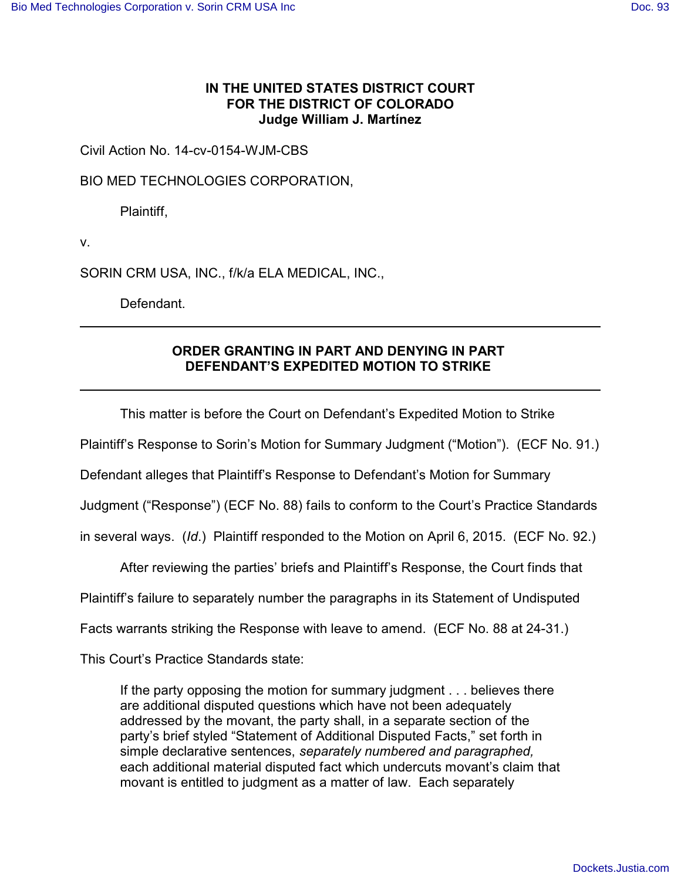**IN THE UNITED STATES DISTRICT COURT**
**FOR THE DISTRICT OF COLORADO**
**Judge William J. Martínez**

Civil Action No. 14-cv-0154-WJM-CBS

BIO MED TECHNOLOGIES CORPORATION,

Plaintiff,

v.

SORIN CRM USA, INC., f/k/a ELA MEDICAL, INC.,

Defendant.

---

**ORDER GRANTING IN PART AND DENYING IN PART DEFENDANT'S EXPEDITED MOTION TO STRIKE**

---

This matter is before the Court on Defendant's Expedited Motion to Strike Plaintiff's Response to Sorin's Motion for Summary Judgment ("Motion"). (ECF No. 91.) Defendant alleges that Plaintiff's Response to Defendant's Motion for Summary Judgment ("Response") (ECF No. 88) fails to conform to the Court's Practice Standards in several ways. (*Id.*) Plaintiff responded to the Motion on April 6, 2015. (ECF No. 92.)

After reviewing the parties' briefs and Plaintiff's Response, the Court finds that Plaintiff's failure to separately number the paragraphs in its Statement of Undisputed Facts warrants striking the Response with leave to amend. (ECF No. 88 at 24-31.) This Court's Practice Standards state:

> If the party opposing the motion for summary judgment . . . believes there are additional disputed questions which have not been adequately addressed by the movant, the party shall, in a separate section of the party's brief styled "Statement of Additional Disputed Facts," set forth in simple declarative sentences, *separately numbered and paragraphed,* each additional material disputed fact which undercuts movant's claim that movant is entitled to judgment as a matter of law. Each separately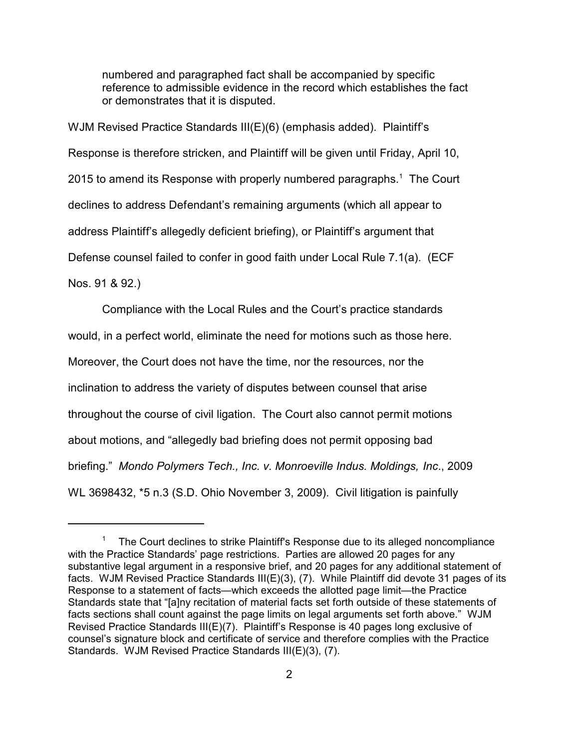> numbered and paragraphed fact shall be accompanied by specific reference to admissible evidence in the record which establishes the fact or demonstrates that it is disputed.

WJM Revised Practice Standards III(E)(6) (emphasis added). Plaintiff's Response is therefore stricken, and Plaintiff will be given until Friday, April 10, 2015 to amend its Response with properly numbered paragraphs.[1] The Court declines to address Defendant's remaining arguments (which all appear to address Plaintiff's allegedly deficient briefing), or Plaintiff's argument that Defense counsel failed to confer in good faith under Local Rule 7.1(a). (ECF Nos. 91 & 92.)

Compliance with the Local Rules and the Court's practice standards would, in a perfect world, eliminate the need for motions such as those here. Moreover, the Court does not have the time, nor the resources, nor the inclination to address the variety of disputes between counsel that arise throughout the course of civil ligation. The Court also cannot permit motions about motions, and "allegedly bad briefing does not permit opposing bad briefing." *Mondo Polymers Tech., Inc. v. Monroeville Indus. Moldings, Inc*., 2009 WL 3698432, *5 n.3 (S.D. Ohio November 3, 2009). Civil litigation is painfully

---

[1] The Court declines to strike Plaintiff's Response due to its alleged noncompliance with the Practice Standards' page restrictions. Parties are allowed 20 pages for any substantive legal argument in a responsive brief, and 20 pages for any additional statement of facts. WJM Revised Practice Standards III(E)(3), (7). While Plaintiff did devote 31 pages of its Response to a statement of facts—which exceeds the allotted page limit—the Practice Standards state that "[a]ny recitation of material facts set forth outside of these statements of facts sections shall count against the page limits on legal arguments set forth above." WJM Revised Practice Standards III(E)(7). Plaintiff's Response is 40 pages long exclusive of counsel's signature block and certificate of service and therefore complies with the Practice Standards. WJM Revised Practice Standards III(E)(3), (7).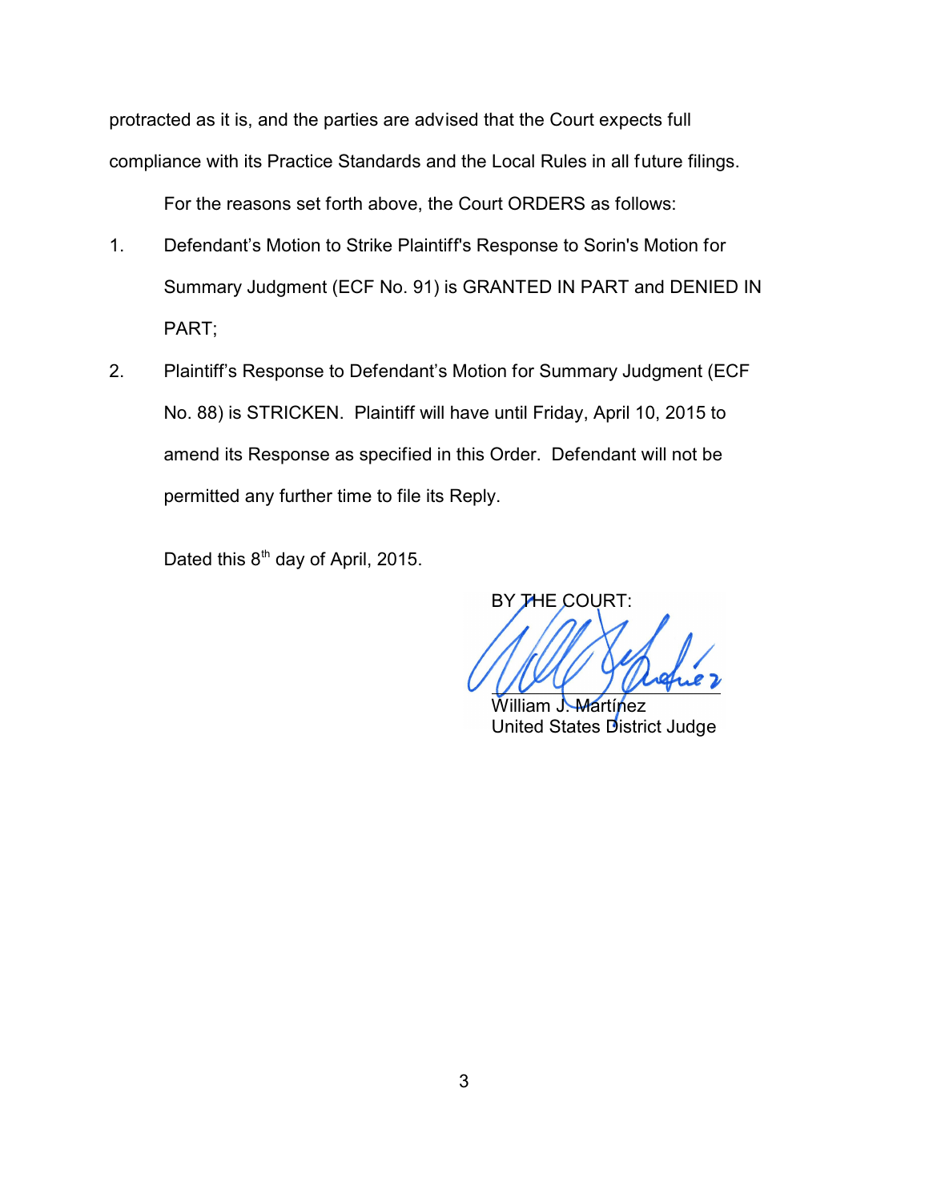protracted as it is, and the parties are advised that the Court expects full compliance with its Practice Standards and the Local Rules in all future filings.

For the reasons set forth above, the Court ORDERS as follows:

1. Defendant's Motion to Strike Plaintiff's Response to Sorin's Motion for Summary Judgment (ECF No. 91) is GRANTED IN PART and DENIED IN PART;

2. Plaintiff's Response to Defendant's Motion for Summary Judgment (ECF No. 88) is STRICKEN. Plaintiff will have until Friday, April 10, 2015 to amend its Response as specified in this Order. Defendant will not be permitted any further time to file its Reply.

Dated this 8th day of April, 2015.

BY THE COURT:

William J. Martínez
United States District Judge